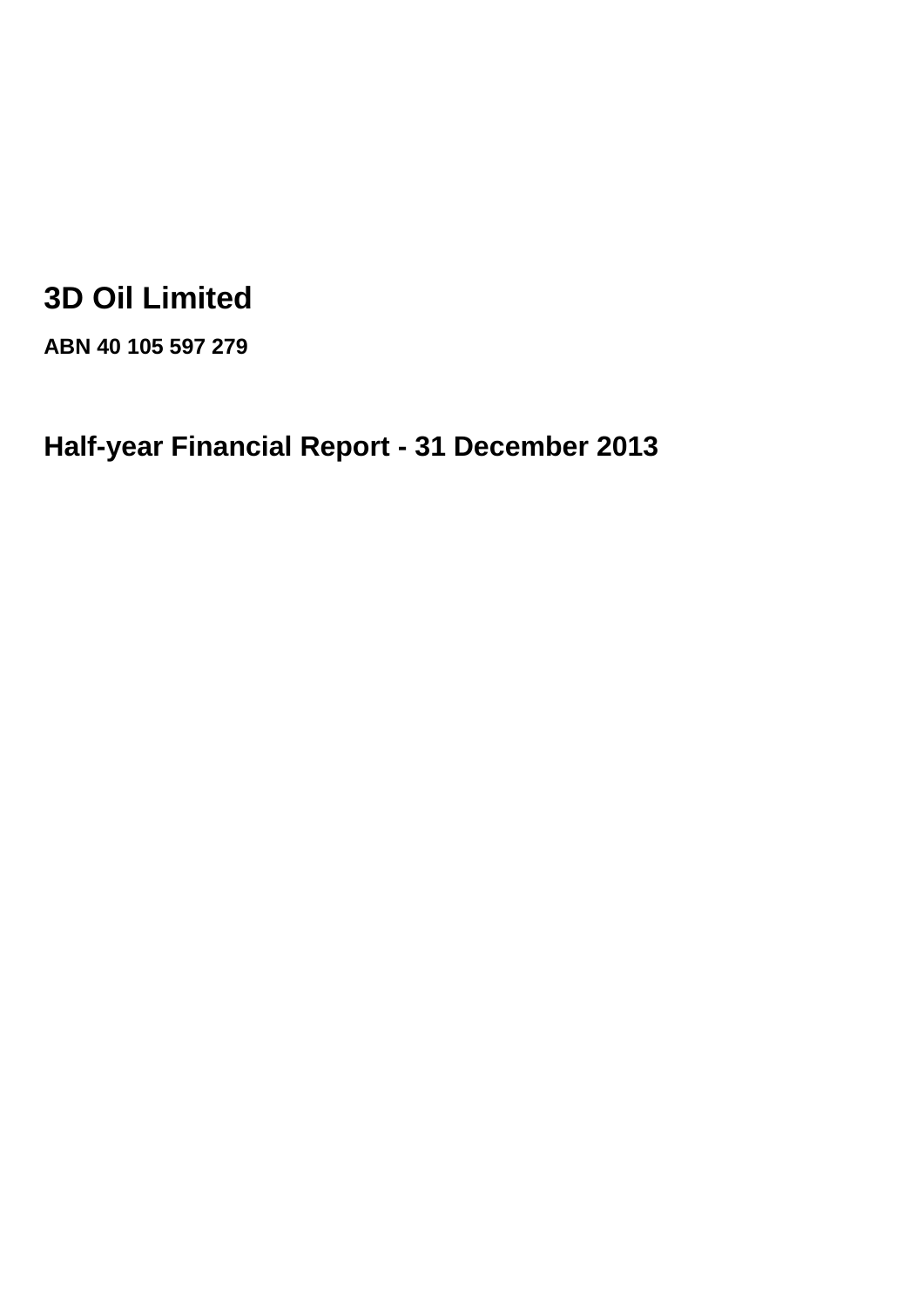# 3D Oil Limited

**ABN 40 105 597 279**

## Half-year Financial Report - 31 December 2013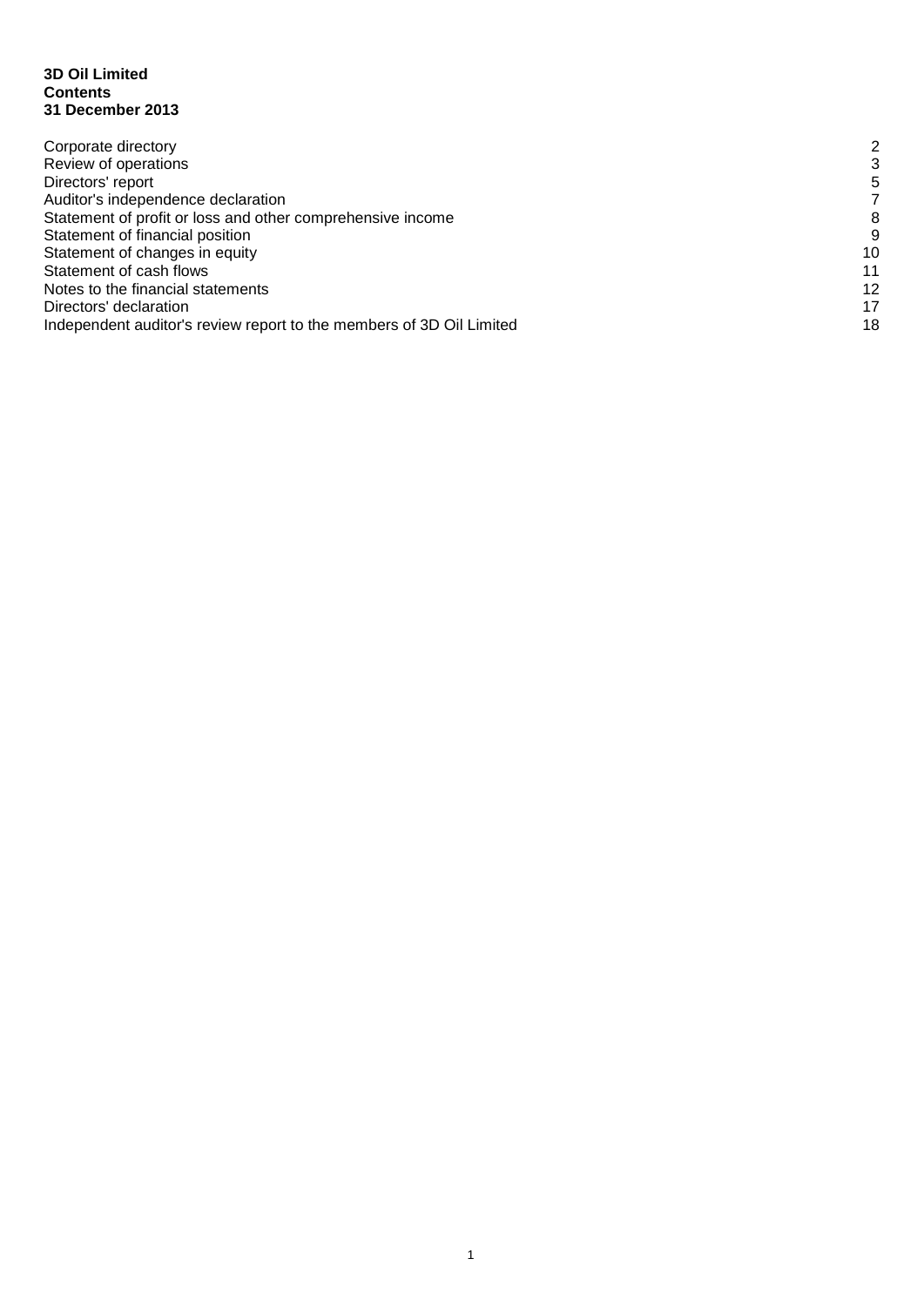**3D Oil Limited**
**Contents**
**31 December 2013**

| | |
|---|---|
| Corporate directory | 2 |
| Review of operations | 3 |
| Directors' report | 5 |
| Auditor's independence declaration | 7 |
| Statement of profit or loss and other comprehensive income | 8 |
| Statement of financial position | 9 |
| Statement of changes in equity | 10 |
| Statement of cash flows | 11 |
| Notes to the financial statements | 12 |
| Directors' declaration | 17 |
| Independent auditor's review report to the members of 3D Oil Limited | 18 |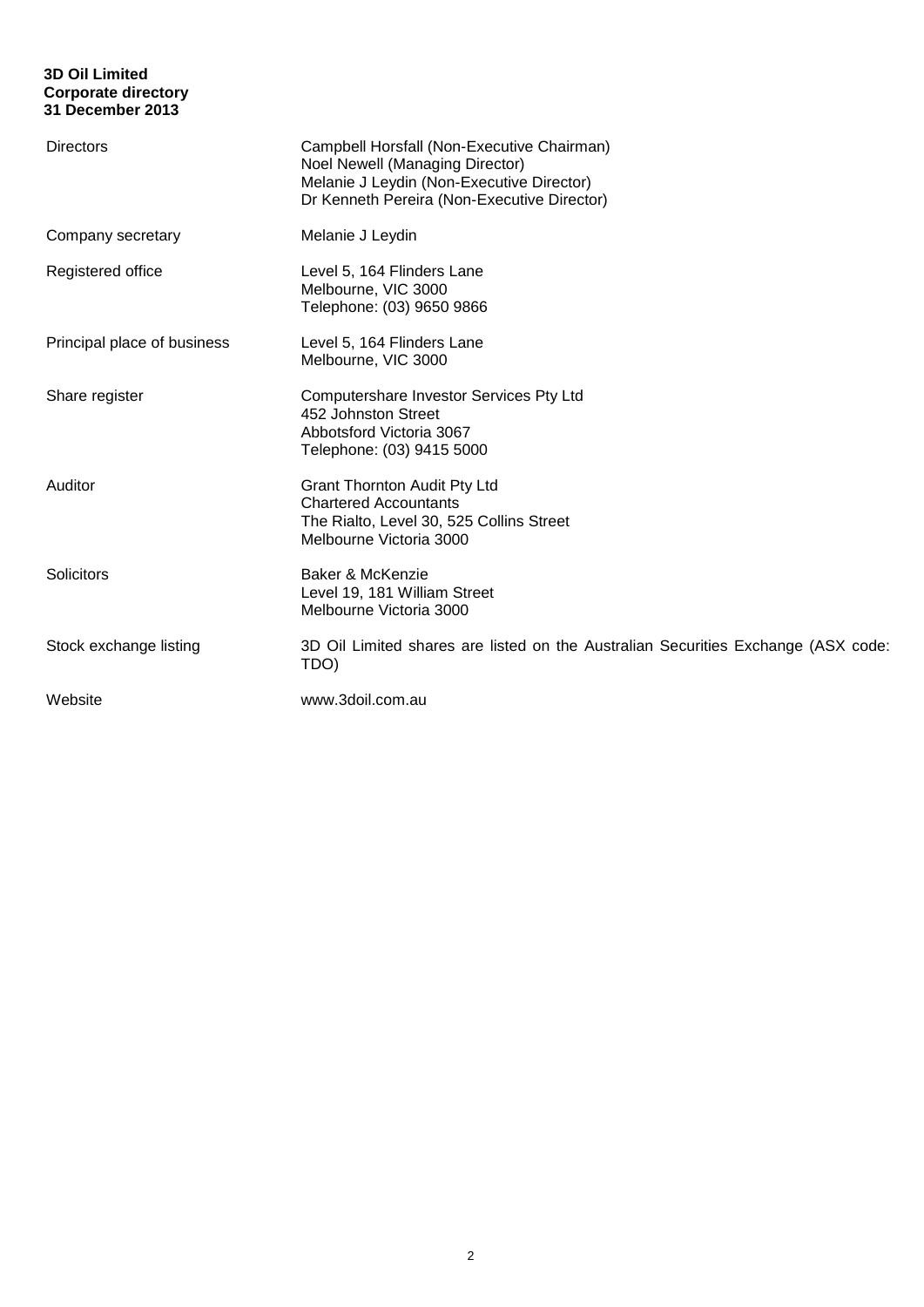**3D Oil Limited**
**Corporate directory**
**31 December 2013**

| | |
|---|---|
| Directors | Campbell Horsfall (Non-Executive Chairman)<br>Noel Newell (Managing Director)<br>Melanie J Leydin (Non-Executive Director)<br>Dr Kenneth Pereira (Non-Executive Director) |
| Company secretary | Melanie J Leydin |
| Registered office | Level 5, 164 Flinders Lane<br>Melbourne, VIC 3000<br>Telephone: (03) 9650 9866 |
| Principal place of business | Level 5, 164 Flinders Lane<br>Melbourne, VIC 3000 |
| Share register | Computershare Investor Services Pty Ltd<br>452 Johnston Street<br>Abbotsford Victoria 3067<br>Telephone: (03) 9415 5000 |
| Auditor | Grant Thornton Audit Pty Ltd<br>Chartered Accountants<br>The Rialto, Level 30, 525 Collins Street<br>Melbourne Victoria 3000 |
| Solicitors | Baker & McKenzie<br>Level 19, 181 William Street<br>Melbourne Victoria 3000 |
| Stock exchange listing | 3D Oil Limited shares are listed on the Australian Securities Exchange (ASX code: TDO) |
| Website | www.3doil.com.au |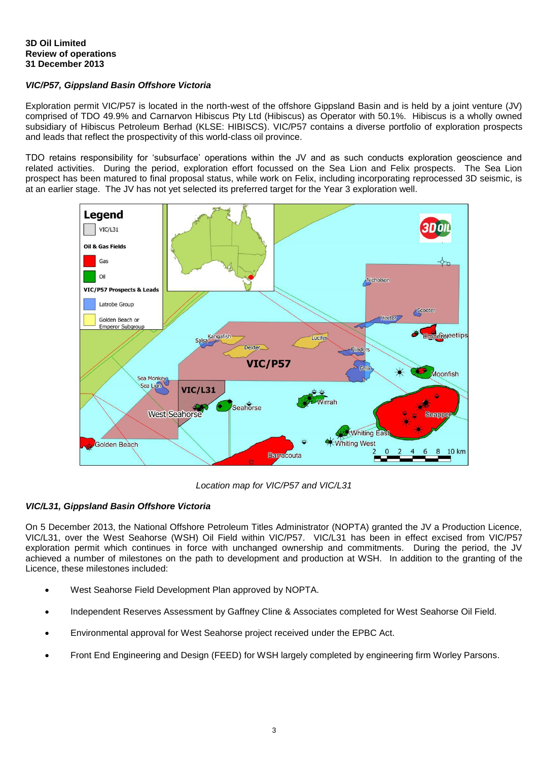**3D Oil Limited**
**Review of operations**
**31 December 2013**

### *VIC/P57, Gippsland Basin Offshore Victoria*

Exploration permit VIC/P57 is located in the north-west of the offshore Gippsland Basin and is held by a joint venture (JV) comprised of TDO 49.9% and Carnarvon Hibiscus Pty Ltd (Hibiscus) as Operator with 50.1%. Hibiscus is a wholly owned subsidiary of Hibiscus Petroleum Berhad (KLSE: HIBISCS). VIC/P57 contains a diverse portfolio of exploration prospects and leads that reflect the prospectivity of this world-class oil province.

TDO retains responsibility for 'subsurface' operations within the JV and as such conducts exploration geoscience and related activities. During the period, exploration effort focussed on the Sea Lion and Felix prospects. The Sea Lion prospect has been matured to final proposal status, while work on Felix, including incorporating reprocessed 3D seismic, is at an earlier stage. The JV has not yet selected its preferred target for the Year 3 exploration well.

*Location map for VIC/P57 and VIC/L31*

### *VIC/L31, Gippsland Basin Offshore Victoria*

On 5 December 2013, the National Offshore Petroleum Titles Administrator (NOPTA) granted the JV a Production Licence, VIC/L31, over the West Seahorse (WSH) Oil Field within VIC/P57. VIC/L31 has been in effect excised from VIC/P57 exploration permit which continues in force with unchanged ownership and commitments. During the period, the JV achieved a number of milestones on the path to development and production at WSH. In addition to the granting of the Licence, these milestones included:

- West Seahorse Field Development Plan approved by NOPTA.
- Independent Reserves Assessment by Gaffney Cline & Associates completed for West Seahorse Oil Field.
- Environmental approval for West Seahorse project received under the EPBC Act.
- Front End Engineering and Design (FEED) for WSH largely completed by engineering firm Worley Parsons.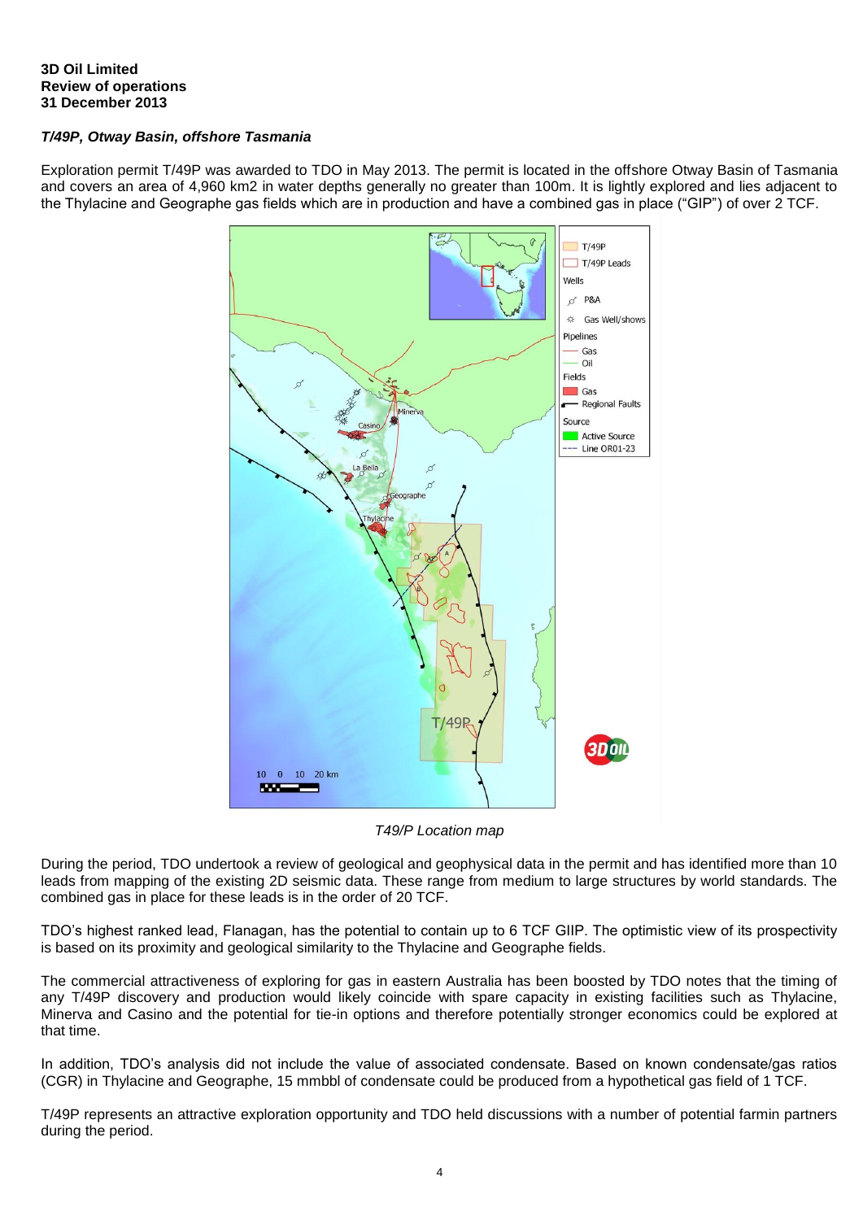**3D Oil Limited**
**Review of operations**
**31 December 2013**

***T/49P, Otway Basin, offshore Tasmania***

Exploration permit T/49P was awarded to TDO in May 2013. The permit is located in the offshore Otway Basin of Tasmania and covers an area of 4,960 km2 in water depths generally no greater than 100m. It is lightly explored and lies adjacent to the Thylacine and Geographe gas fields which are in production and have a combined gas in place ("GIP") of over 2 TCF.

*T49/P Location map*

During the period, TDO undertook a review of geological and geophysical data in the permit and has identified more than 10 leads from mapping of the existing 2D seismic data. These range from medium to large structures by world standards. The combined gas in place for these leads is in the order of 20 TCF.

TDO's highest ranked lead, Flanagan, has the potential to contain up to 6 TCF GIIP. The optimistic view of its prospectivity is based on its proximity and geological similarity to the Thylacine and Geographe fields.

The commercial attractiveness of exploring for gas in eastern Australia has been boosted by TDO notes that the timing of any T/49P discovery and production would likely coincide with spare capacity in existing facilities such as Thylacine, Minerva and Casino and the potential for tie-in options and therefore potentially stronger economics could be explored at that time.

In addition, TDO's analysis did not include the value of associated condensate. Based on known condensate/gas ratios (CGR) in Thylacine and Geographe, 15 mmbbl of condensate could be produced from a hypothetical gas field of 1 TCF.

T/49P represents an attractive exploration opportunity and TDO held discussions with a number of potential farmin partners during the period.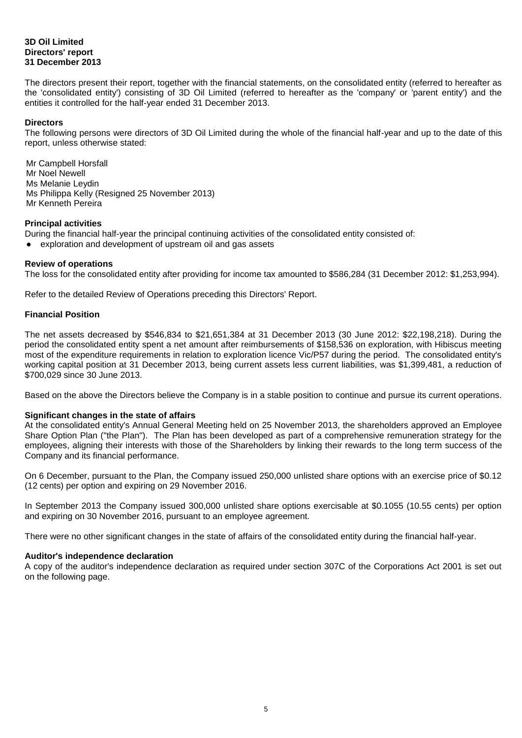**3D Oil Limited**
**Directors' report**
**31 December 2013**

The directors present their report, together with the financial statements, on the consolidated entity (referred to hereafter as the 'consolidated entity') consisting of 3D Oil Limited (referred to hereafter as the 'company' or 'parent entity') and the entities it controlled for the half-year ended 31 December 2013.

**Directors**

The following persons were directors of 3D Oil Limited during the whole of the financial half-year and up to the date of this report, unless otherwise stated:

Mr Campbell Horsfall
Mr Noel Newell
Ms Melanie Leydin
Ms Philippa Kelly (Resigned 25 November 2013)
Mr Kenneth Pereira

**Principal activities**

During the financial half-year the principal continuing activities of the consolidated entity consisted of:

- exploration and development of upstream oil and gas assets

**Review of operations**

The loss for the consolidated entity after providing for income tax amounted to $586,284 (31 December 2012: $1,253,994).

Refer to the detailed Review of Operations preceding this Directors' Report.

**Financial Position**

The net assets decreased by $546,834 to $21,651,384 at 31 December 2013 (30 June 2012: $22,198,218). During the period the consolidated entity spent a net amount after reimbursements of $158,536 on exploration, with Hibiscus meeting most of the expenditure requirements in relation to exploration licence Vic/P57 during the period. The consolidated entity's working capital position at 31 December 2013, being current assets less current liabilities, was $1,399,481, a reduction of $700,029 since 30 June 2013.

Based on the above the Directors believe the Company is in a stable position to continue and pursue its current operations.

**Significant changes in the state of affairs**

At the consolidated entity's Annual General Meeting held on 25 November 2013, the shareholders approved an Employee Share Option Plan ("the Plan"). The Plan has been developed as part of a comprehensive remuneration strategy for the employees, aligning their interests with those of the Shareholders by linking their rewards to the long term success of the Company and its financial performance.

On 6 December, pursuant to the Plan, the Company issued 250,000 unlisted share options with an exercise price of $0.12 (12 cents) per option and expiring on 29 November 2016.

In September 2013 the Company issued 300,000 unlisted share options exercisable at $0.1055 (10.55 cents) per option and expiring on 30 November 2016, pursuant to an employee agreement.

There were no other significant changes in the state of affairs of the consolidated entity during the financial half-year.

**Auditor's independence declaration**

A copy of the auditor's independence declaration as required under section 307C of the Corporations Act 2001 is set out on the following page.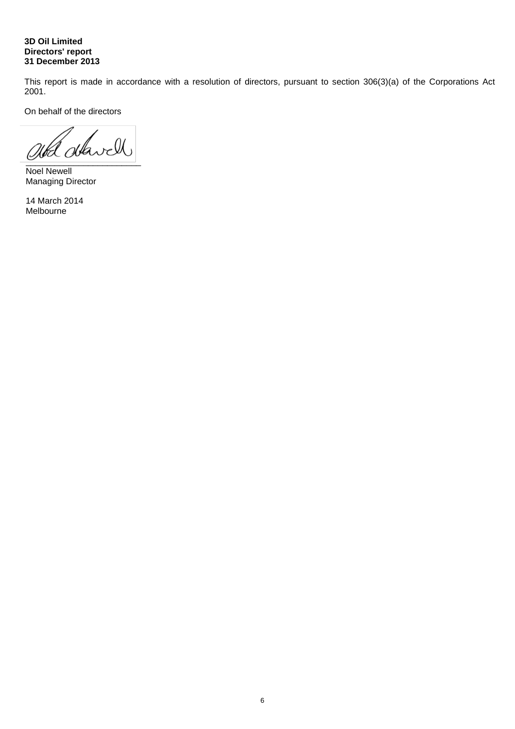**3D Oil Limited**
**Directors' report**
**31 December 2013**

This report is made in accordance with a resolution of directors, pursuant to section 306(3)(a) of the Corporations Act 2001.

On behalf of the directors

\_\_\_\_\_\_\_\_\_\_\_\_\_\_\_\_\_\_\_\_\_\_\_\_\_\_\_
Noel Newell
Managing Director

14 March 2014
Melbourne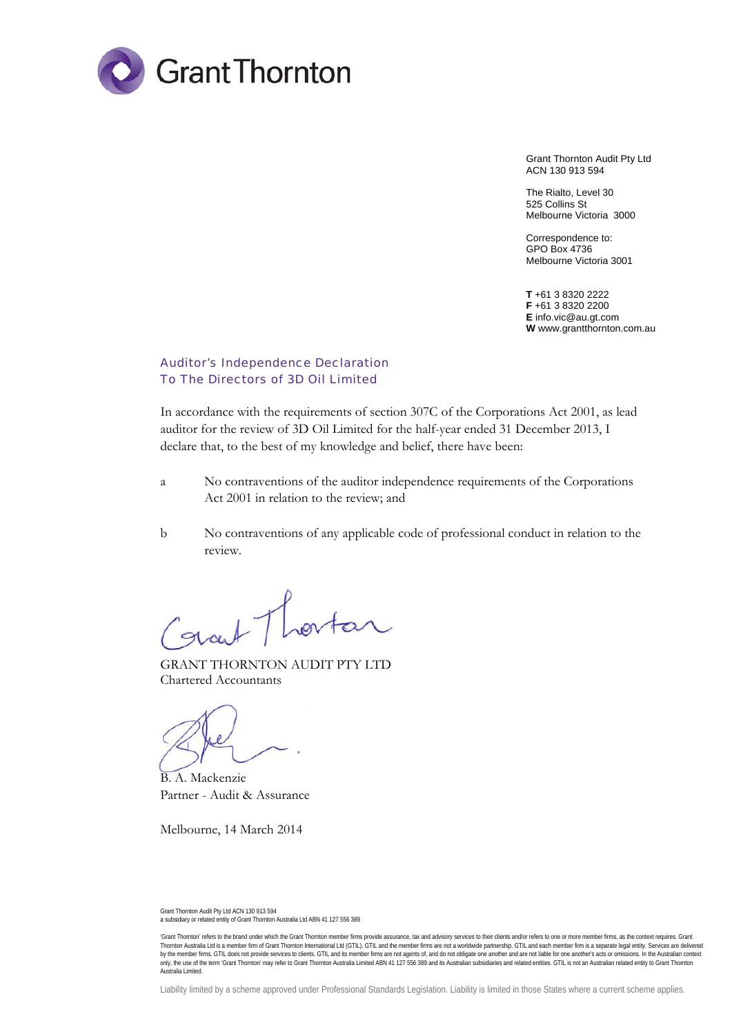Grant Thornton

Grant Thornton Audit Pty Ltd
ACN 130 913 594

The Rialto, Level 30
525 Collins St
Melbourne Victoria 3000

Correspondence to:
GPO Box 4736
Melbourne Victoria 3001

**T** +61 3 8320 2222
**F** +61 3 8320 2200
**E** info.vic@au.gt.com
**W** www.grantthornton.com.au

## Auditor's Independence Declaration
## To The Directors of 3D Oil Limited

In accordance with the requirements of section 307C of the Corporations Act 2001, as lead auditor for the review of 3D Oil Limited for the half-year ended 31 December 2013, I declare that, to the best of my knowledge and belief, there have been:

a No contraventions of the auditor independence requirements of the Corporations Act 2001 in relation to the review; and

b No contraventions of any applicable code of professional conduct in relation to the review.

GRANT THORNTON AUDIT PTY LTD
Chartered Accountants

B. A. Mackenzie
Partner - Audit & Assurance

Melbourne, 14 March 2014

Grant Thornton Audit Pty Ltd ACN 130 913 594
a subsidiary or related entity of Grant Thornton Australia Ltd ABN 41 127 556 389

'Grant Thornton' refers to the brand under which the Grant Thornton member firms provide assurance, tax and advisory services to their clients and/or refers to one or more member firms, as the context requires. Grant Thornton Australia Ltd is a member firm of Grant Thornton International Ltd (GTIL). GTIL and the member firms are not a worldwide partnership. GTIL and each member firm is a separate legal entity. Services are delivered by the member firms. GTIL does not provide services to clients. GTIL and its member firms are not agents of, and do not obligate one another and are not liable for one another's acts or omissions. In the Australian context only, the use of the term 'Grant Thornton' may refer to Grant Thornton Australia Limited ABN 41 127 556 389 and its Australian subsidiaries and related entities. GTIL is not an Australian related entity to Grant Thornton Australia Limited.

Liability limited by a scheme approved under Professional Standards Legislation. Liability is limited in those States where a current scheme applies.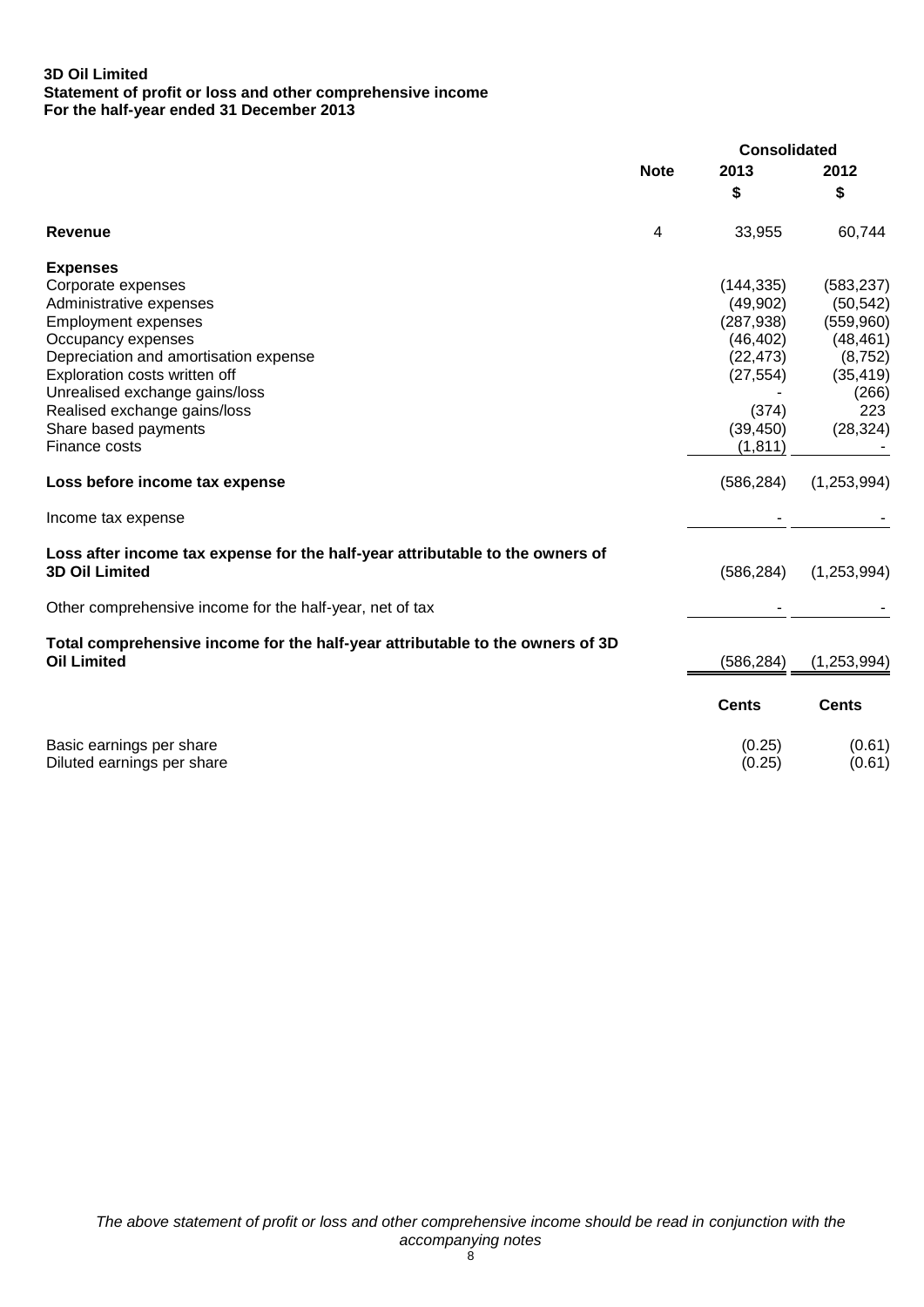**3D Oil Limited**
**Statement of profit or loss and other comprehensive income**
**For the half-year ended 31 December 2013**

| | Note | Consolidated 2013 $ | Consolidated 2012 $ |
|---|---|---|---|
| **Revenue** | 4 | 33,955 | 60,744 |
| **Expenses** | | | |
| Corporate expenses | | (144,335) | (583,237) |
| Administrative expenses | | (49,902) | (50,542) |
| Employment expenses | | (287,938) | (559,960) |
| Occupancy expenses | | (46,402) | (48,461) |
| Depreciation and amortisation expense | | (22,473) | (8,752) |
| Exploration costs written off | | (27,554) | (35,419) |
| Unrealised exchange gains/loss | | - | (266) |
| Realised exchange gains/loss | | (374) | 223 |
| Share based payments | | (39,450) | (28,324) |
| Finance costs | | (1,811) | - |
| **Loss before income tax expense** | | (586,284) | (1,253,994) |
| Income tax expense | | - | - |
| **Loss after income tax expense for the half-year attributable to the owners of 3D Oil Limited** | | (586,284) | (1,253,994) |
| Other comprehensive income for the half-year, net of tax | | - | - |
| **Total comprehensive income for the half-year attributable to the owners of 3D Oil Limited** | | (586,284) | (1,253,994) |
| | | **Cents** | **Cents** |
| Basic earnings per share | | (0.25) | (0.61) |
| Diluted earnings per share | | (0.25) | (0.61) |

*The above statement of profit or loss and other comprehensive income should be read in conjunction with the accompanying notes*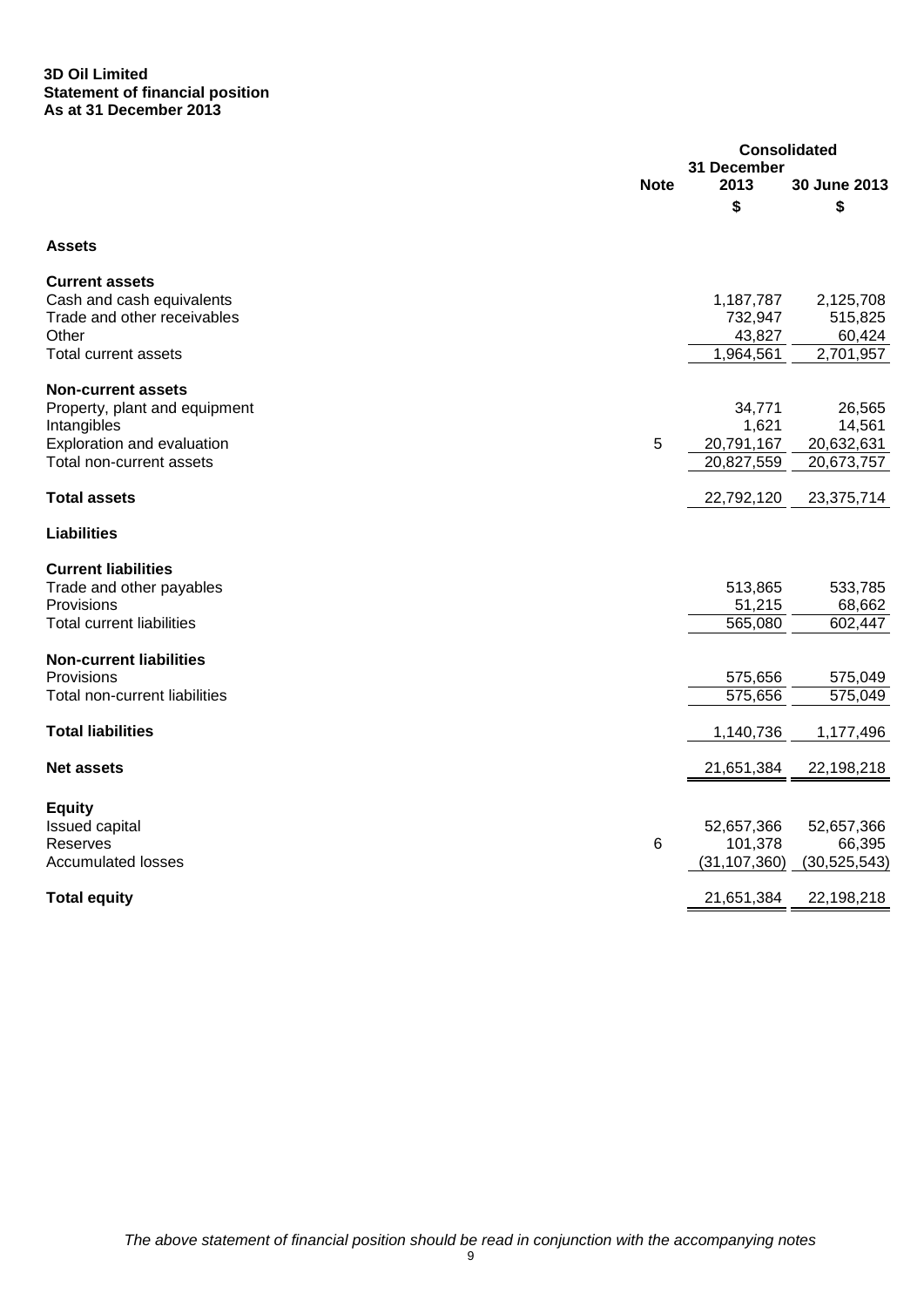**3D Oil Limited**
**Statement of financial position**
**As at 31 December 2013**

| | Note | Consolidated | |
|---|---|---|---|
| | | 31 December 2013 | 30 June 2013 |
| | | $ | $ |
| **Assets** | | | |
| **Current assets** | | | |
| Cash and cash equivalents | | 1,187,787 | 2,125,708 |
| Trade and other receivables | | 732,947 | 515,825 |
| Other | | 43,827 | 60,424 |
| Total current assets | | 1,964,561 | 2,701,957 |
| **Non-current assets** | | | |
| Property, plant and equipment | | 34,771 | 26,565 |
| Intangibles | | 1,621 | 14,561 |
| Exploration and evaluation | 5 | 20,791,167 | 20,632,631 |
| Total non-current assets | | 20,827,559 | 20,673,757 |
| **Total assets** | | 22,792,120 | 23,375,714 |
| **Liabilities** | | | |
| **Current liabilities** | | | |
| Trade and other payables | | 513,865 | 533,785 |
| Provisions | | 51,215 | 68,662 |
| Total current liabilities | | 565,080 | 602,447 |
| **Non-current liabilities** | | | |
| Provisions | | 575,656 | 575,049 |
| Total non-current liabilities | | 575,656 | 575,049 |
| **Total liabilities** | | 1,140,736 | 1,177,496 |
| **Net assets** | | 21,651,384 | 22,198,218 |
| **Equity** | | | |
| Issued capital | | 52,657,366 | 52,657,366 |
| Reserves | 6 | 101,378 | 66,395 |
| Accumulated losses | | (31,107,360) | (30,525,543) |
| **Total equity** | | 21,651,384 | 22,198,218 |

*The above statement of financial position should be read in conjunction with the accompanying notes*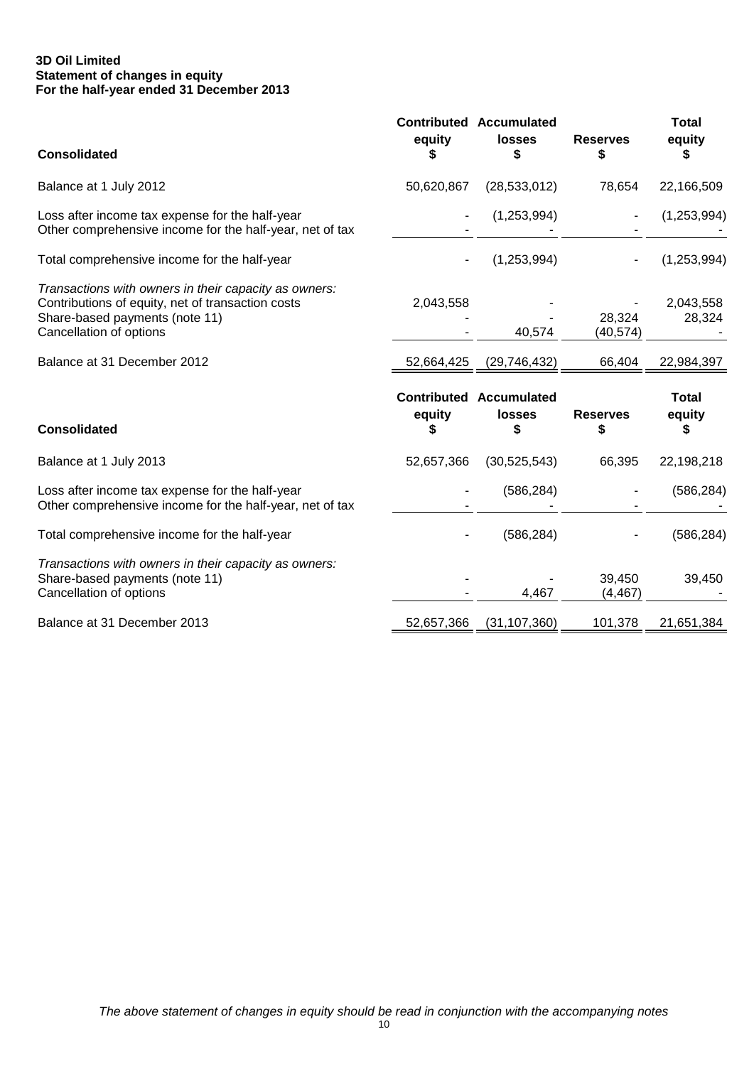**3D Oil Limited**
**Statement of changes in equity**
**For the half-year ended 31 December 2013**

| Consolidated | Contributed equity $ | Accumulated losses $ | Reserves $ | Total equity $ |
|---|---|---|---|---|
| Balance at 1 July 2012 | 50,620,867 | (28,533,012) | 78,654 | 22,166,509 |
| Loss after income tax expense for the half-year | - | (1,253,994) | - | (1,253,994) |
| Other comprehensive income for the half-year, net of tax | - | - | - | - |
| Total comprehensive income for the half-year | - | (1,253,994) | - | (1,253,994) |
| *Transactions with owners in their capacity as owners:* | | | | |
| Contributions of equity, net of transaction costs | 2,043,558 | - | - | 2,043,558 |
| Share-based payments (note 11) | - | - | 28,324 | 28,324 |
| Cancellation of options | - | 40,574 | (40,574) | - |
| Balance at 31 December 2012 | 52,664,425 | (29,746,432) | 66,404 | 22,984,397 |

| Consolidated | Contributed equity $ | Accumulated losses $ | Reserves $ | Total equity $ |
|---|---|---|---|---|
| Balance at 1 July 2013 | 52,657,366 | (30,525,543) | 66,395 | 22,198,218 |
| Loss after income tax expense for the half-year | - | (586,284) | - | (586,284) |
| Other comprehensive income for the half-year, net of tax | - | - | - | - |
| Total comprehensive income for the half-year | - | (586,284) | - | (586,284) |
| *Transactions with owners in their capacity as owners:* | | | | |
| Share-based payments (note 11) | - | - | 39,450 | 39,450 |
| Cancellation of options | - | 4,467 | (4,467) | - |
| Balance at 31 December 2013 | 52,657,366 | (31,107,360) | 101,378 | 21,651,384 |

*The above statement of changes in equity should be read in conjunction with the accompanying notes*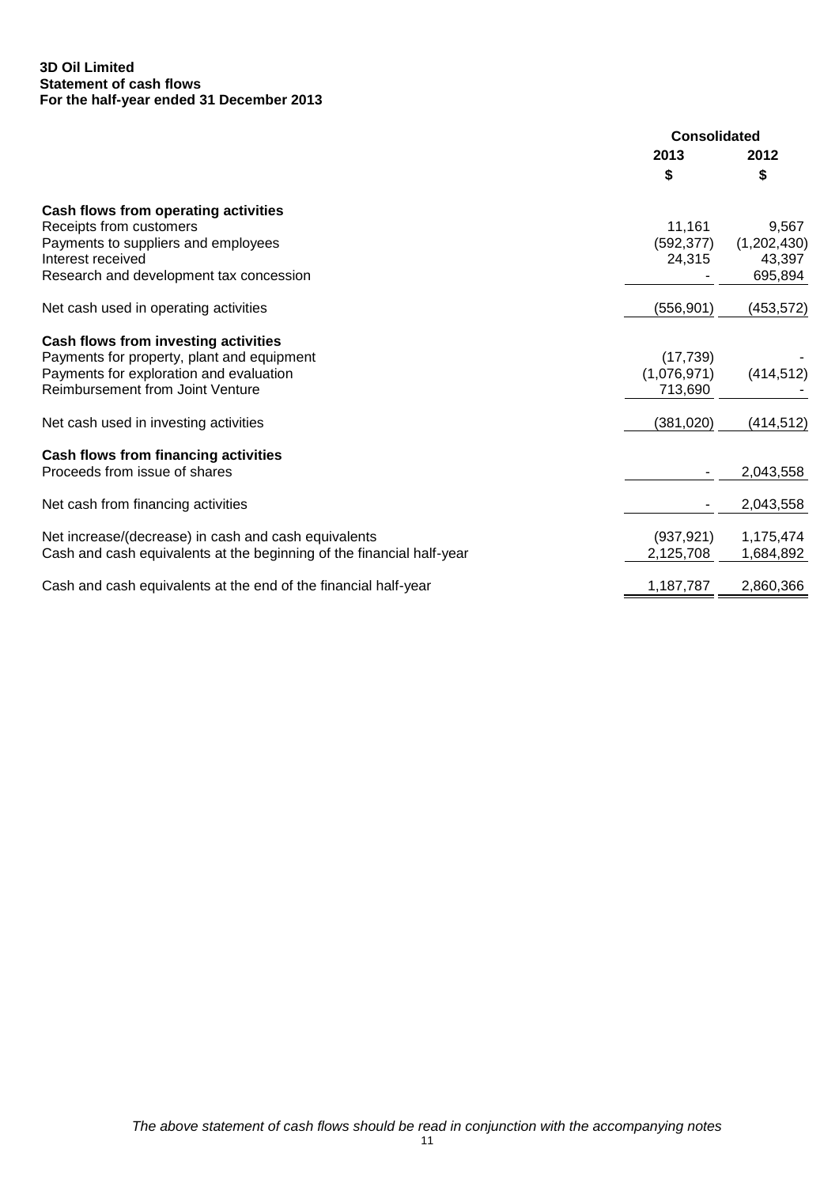**3D Oil Limited**
**Statement of cash flows**
**For the half-year ended 31 December 2013**

| | Consolidated | |
|---|---|---|
| | 2013 | 2012 |
| | $ | $ |
| **Cash flows from operating activities** | | |
| Receipts from customers | 11,161 | 9,567 |
| Payments to suppliers and employees | (592,377) | (1,202,430) |
| Interest received | 24,315 | 43,397 |
| Research and development tax concession | - | 695,894 |
| Net cash used in operating activities | (556,901) | (453,572) |
| **Cash flows from investing activities** | | |
| Payments for property, plant and equipment | (17,739) | - |
| Payments for exploration and evaluation | (1,076,971) | (414,512) |
| Reimbursement from Joint Venture | 713,690 | - |
| Net cash used in investing activities | (381,020) | (414,512) |
| **Cash flows from financing activities** | | |
| Proceeds from issue of shares | - | 2,043,558 |
| Net cash from financing activities | - | 2,043,558 |
| Net increase/(decrease) in cash and cash equivalents | (937,921) | 1,175,474 |
| Cash and cash equivalents at the beginning of the financial half-year | 2,125,708 | 1,684,892 |
| Cash and cash equivalents at the end of the financial half-year | 1,187,787 | 2,860,366 |

*The above statement of cash flows should be read in conjunction with the accompanying notes*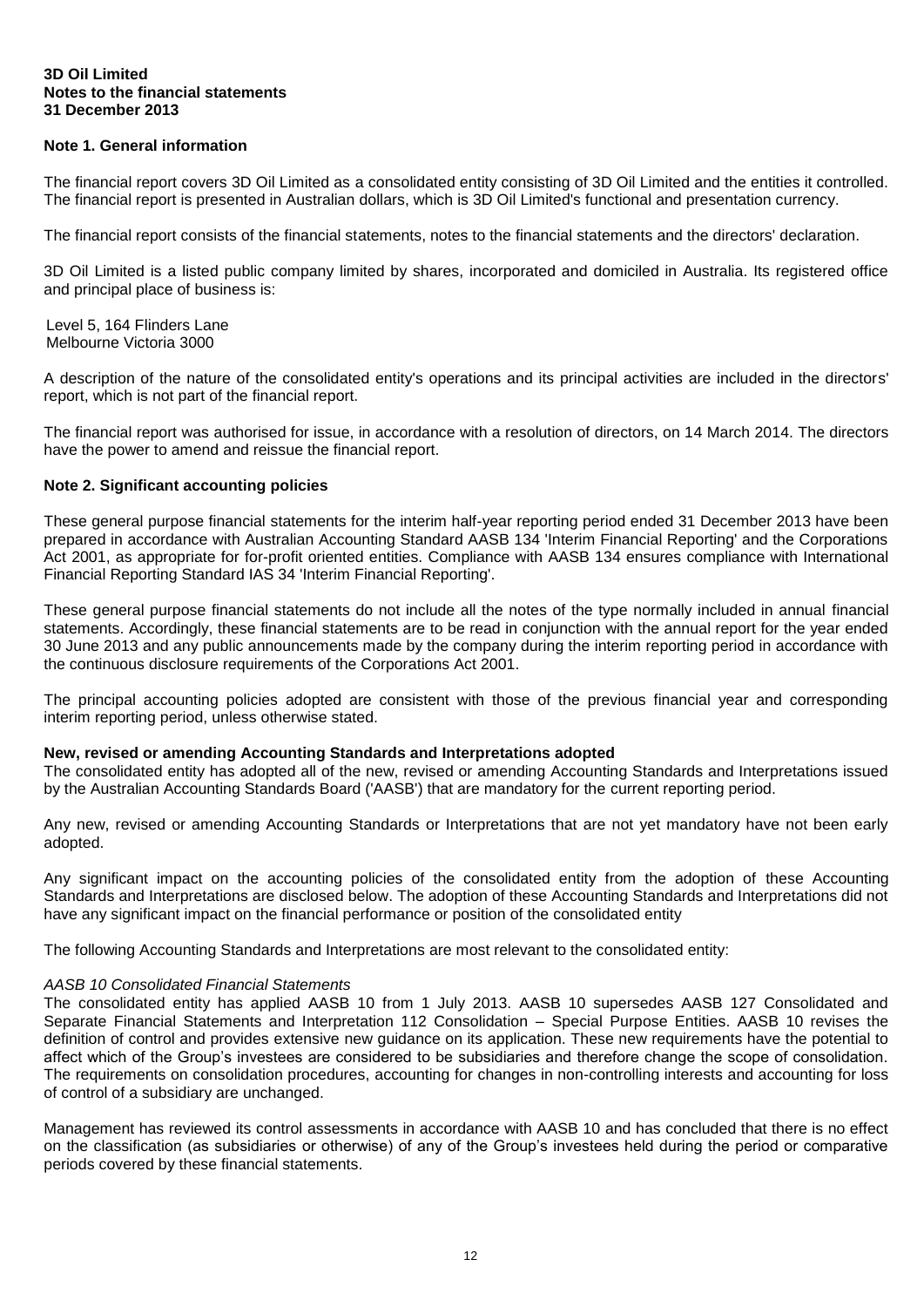**3D Oil Limited**
**Notes to the financial statements**
**31 December 2013**

## Note 1. General information

The financial report covers 3D Oil Limited as a consolidated entity consisting of 3D Oil Limited and the entities it controlled. The financial report is presented in Australian dollars, which is 3D Oil Limited's functional and presentation currency.

The financial report consists of the financial statements, notes to the financial statements and the directors' declaration.

3D Oil Limited is a listed public company limited by shares, incorporated and domiciled in Australia. Its registered office and principal place of business is:

Level 5, 164 Flinders Lane
Melbourne Victoria 3000

A description of the nature of the consolidated entity's operations and its principal activities are included in the directors' report, which is not part of the financial report.

The financial report was authorised for issue, in accordance with a resolution of directors, on 14 March 2014. The directors have the power to amend and reissue the financial report.

## Note 2. Significant accounting policies

These general purpose financial statements for the interim half-year reporting period ended 31 December 2013 have been prepared in accordance with Australian Accounting Standard AASB 134 'Interim Financial Reporting' and the Corporations Act 2001, as appropriate for for-profit oriented entities. Compliance with AASB 134 ensures compliance with International Financial Reporting Standard IAS 34 'Interim Financial Reporting'.

These general purpose financial statements do not include all the notes of the type normally included in annual financial statements. Accordingly, these financial statements are to be read in conjunction with the annual report for the year ended 30 June 2013 and any public announcements made by the company during the interim reporting period in accordance with the continuous disclosure requirements of the Corporations Act 2001.

The principal accounting policies adopted are consistent with those of the previous financial year and corresponding interim reporting period, unless otherwise stated.

### New, revised or amending Accounting Standards and Interpretations adopted

The consolidated entity has adopted all of the new, revised or amending Accounting Standards and Interpretations issued by the Australian Accounting Standards Board ('AASB') that are mandatory for the current reporting period.

Any new, revised or amending Accounting Standards or Interpretations that are not yet mandatory have not been early adopted.

Any significant impact on the accounting policies of the consolidated entity from the adoption of these Accounting Standards and Interpretations are disclosed below. The adoption of these Accounting Standards and Interpretations did not have any significant impact on the financial performance or position of the consolidated entity

The following Accounting Standards and Interpretations are most relevant to the consolidated entity:

*AASB 10 Consolidated Financial Statements*

The consolidated entity has applied AASB 10 from 1 July 2013. AASB 10 supersedes AASB 127 Consolidated and Separate Financial Statements and Interpretation 112 Consolidation – Special Purpose Entities. AASB 10 revises the definition of control and provides extensive new guidance on its application. These new requirements have the potential to affect which of the Group's investees are considered to be subsidiaries and therefore change the scope of consolidation. The requirements on consolidation procedures, accounting for changes in non-controlling interests and accounting for loss of control of a subsidiary are unchanged.

Management has reviewed its control assessments in accordance with AASB 10 and has concluded that there is no effect on the classification (as subsidiaries or otherwise) of any of the Group's investees held during the period or comparative periods covered by these financial statements.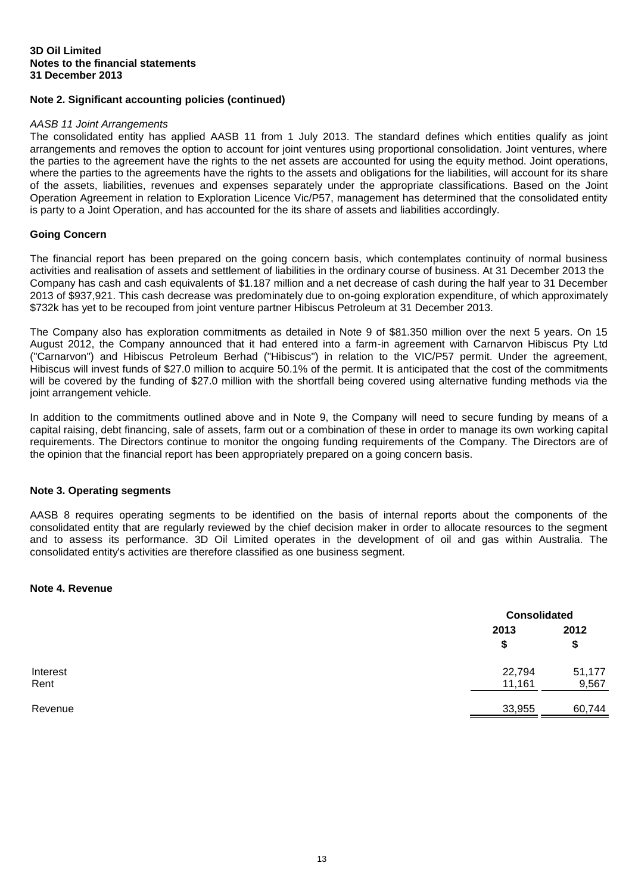**3D Oil Limited**
**Notes to the financial statements**
**31 December 2013**

## Note 2. Significant accounting policies (continued)

*AASB 11 Joint Arrangements*

The consolidated entity has applied AASB 11 from 1 July 2013. The standard defines which entities qualify as joint arrangements and removes the option to account for joint ventures using proportional consolidation. Joint ventures, where the parties to the agreement have the rights to the net assets are accounted for using the equity method. Joint operations, where the parties to the agreements have the rights to the assets and obligations for the liabilities, will account for its share of the assets, liabilities, revenues and expenses separately under the appropriate classifications. Based on the Joint Operation Agreement in relation to Exploration Licence Vic/P57, management has determined that the consolidated entity is party to a Joint Operation, and has accounted for the its share of assets and liabilities accordingly.

### Going Concern

The financial report has been prepared on the going concern basis, which contemplates continuity of normal business activities and realisation of assets and settlement of liabilities in the ordinary course of business. At 31 December 2013 the Company has cash and cash equivalents of $1.187 million and a net decrease of cash during the half year to 31 December 2013 of $937,921. This cash decrease was predominately due to on-going exploration expenditure, of which approximately $732k has yet to be recouped from joint venture partner Hibiscus Petroleum at 31 December 2013.

The Company also has exploration commitments as detailed in Note 9 of $81.350 million over the next 5 years. On 15 August 2012, the Company announced that it had entered into a farm-in agreement with Carnarvon Hibiscus Pty Ltd ("Carnarvon") and Hibiscus Petroleum Berhad ("Hibiscus") in relation to the VIC/P57 permit. Under the agreement, Hibiscus will invest funds of $27.0 million to acquire 50.1% of the permit. It is anticipated that the cost of the commitments will be covered by the funding of $27.0 million with the shortfall being covered using alternative funding methods via the joint arrangement vehicle.

In addition to the commitments outlined above and in Note 9, the Company will need to secure funding by means of a capital raising, debt financing, sale of assets, farm out or a combination of these in order to manage its own working capital requirements. The Directors continue to monitor the ongoing funding requirements of the Company. The Directors are of the opinion that the financial report has been appropriately prepared on a going concern basis.

## Note 3. Operating segments

AASB 8 requires operating segments to be identified on the basis of internal reports about the components of the consolidated entity that are regularly reviewed by the chief decision maker in order to allocate resources to the segment and to assess its performance. 3D Oil Limited operates in the development of oil and gas within Australia. The consolidated entity's activities are therefore classified as one business segment.

## Note 4. Revenue

| | Consolidated | |
|---|---|---|
| | 2013 | 2012 |
| | $ | $ |
| Interest | 22,794 | 51,177 |
| Rent | 11,161 | 9,567 |
| Revenue | 33,955 | 60,744 |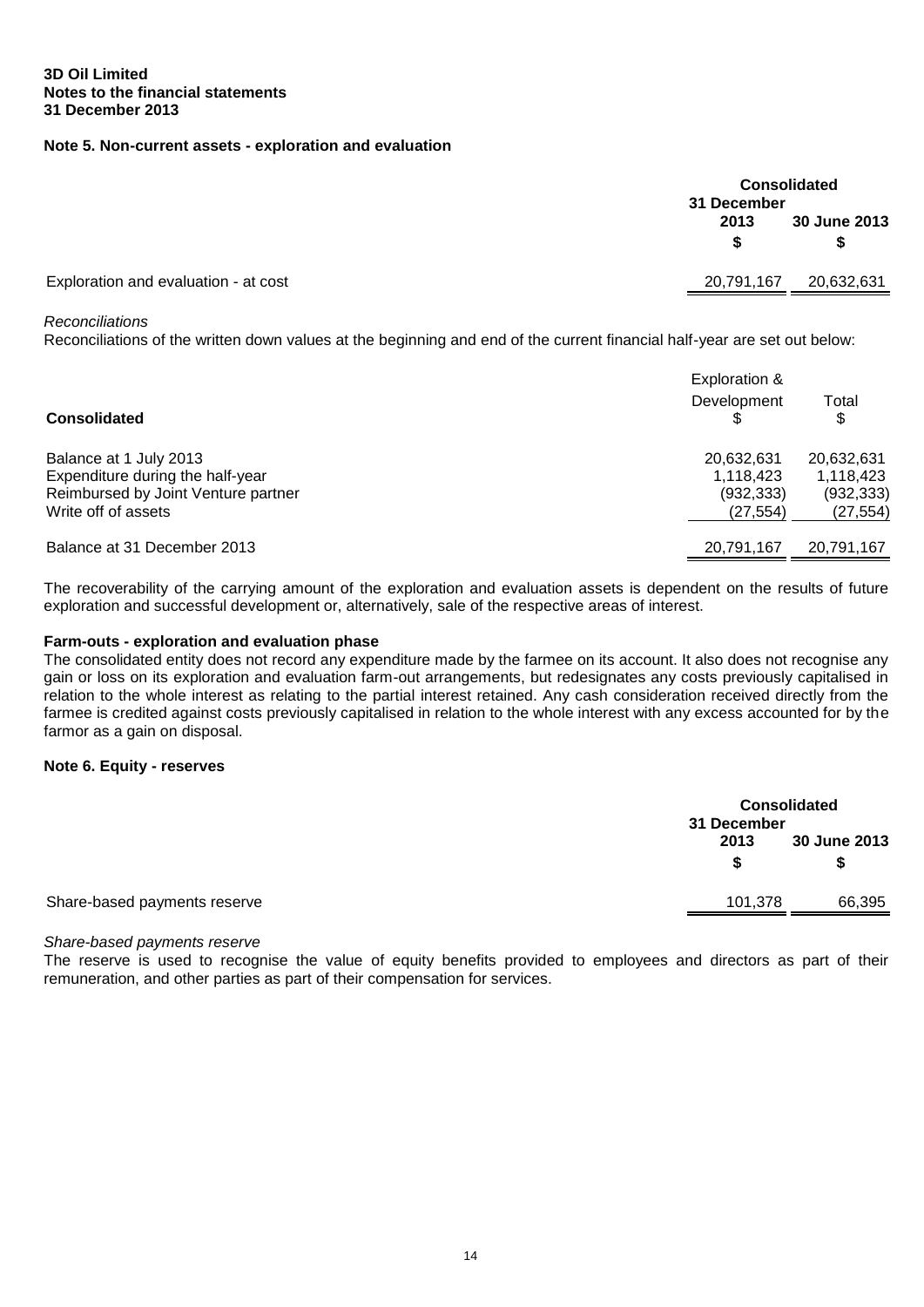**3D Oil Limited**
**Notes to the financial statements**
**31 December 2013**

### Note 5. Non-current assets - exploration and evaluation

| | Consolidated | |
|---|---|---|
| | 31 December 2013 | 30 June 2013 |
| | $ | $ |
| Exploration and evaluation - at cost | 20,791,167 | 20,632,631 |

*Reconciliations*

Reconciliations of the written down values at the beginning and end of the current financial half-year are set out below:

| Consolidated | Exploration & Development $ | Total $ |
|---|---|---|
| Balance at 1 July 2013 | 20,632,631 | 20,632,631 |
| Expenditure during the half-year | 1,118,423 | 1,118,423 |
| Reimbursed by Joint Venture partner | (932,333) | (932,333) |
| Write off of assets | (27,554) | (27,554) |
| Balance at 31 December 2013 | 20,791,167 | 20,791,167 |

The recoverability of the carrying amount of the exploration and evaluation assets is dependent on the results of future exploration and successful development or, alternatively, sale of the respective areas of interest.

**Farm-outs - exploration and evaluation phase**

The consolidated entity does not record any expenditure made by the farmee on its account. It also does not recognise any gain or loss on its exploration and evaluation farm-out arrangements, but redesignates any costs previously capitalised in relation to the whole interest as relating to the partial interest retained. Any cash consideration received directly from the farmee is credited against costs previously capitalised in relation to the whole interest with any excess accounted for by the farmor as a gain on disposal.

### Note 6. Equity - reserves

| | Consolidated | |
|---|---|---|
| | 31 December 2013 | 30 June 2013 |
| | $ | $ |
| Share-based payments reserve | 101,378 | 66,395 |

*Share-based payments reserve*

The reserve is used to recognise the value of equity benefits provided to employees and directors as part of their remuneration, and other parties as part of their compensation for services.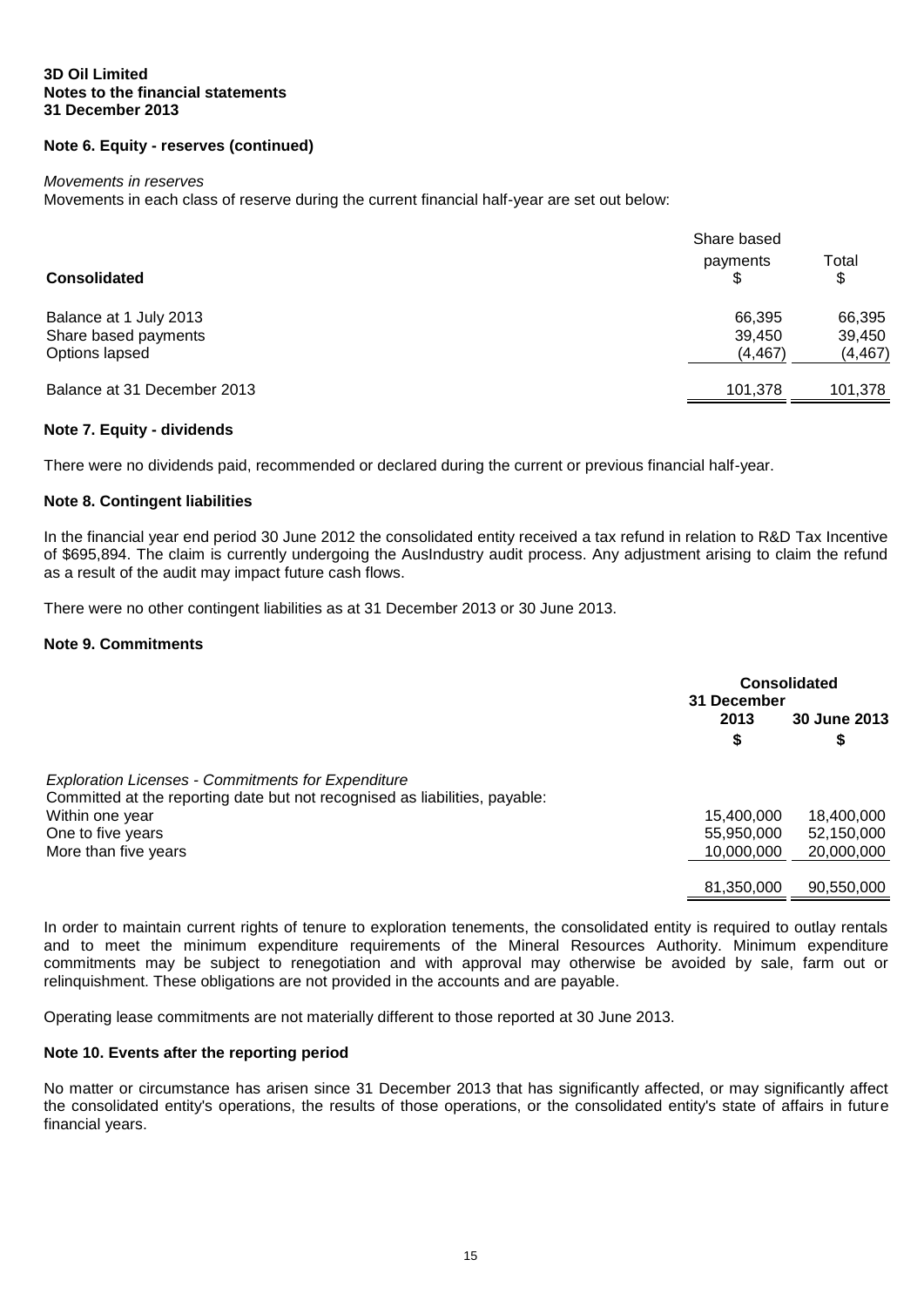**3D Oil Limited**
**Notes to the financial statements**
**31 December 2013**

### Note 6. Equity - reserves (continued)

*Movements in reserves*

Movements in each class of reserve during the current financial half-year are set out below:

| Consolidated | Share based payments $ | Total $ |
|---|---|---|
| Balance at 1 July 2013 | 66,395 | 66,395 |
| Share based payments | 39,450 | 39,450 |
| Options lapsed | (4,467) | (4,467) |
| Balance at 31 December 2013 | 101,378 | 101,378 |

### Note 7. Equity - dividends

There were no dividends paid, recommended or declared during the current or previous financial half-year.

### Note 8. Contingent liabilities

In the financial year end period 30 June 2012 the consolidated entity received a tax refund in relation to R&D Tax Incentive of $695,894. The claim is currently undergoing the AusIndustry audit process. Any adjustment arising to claim the refund as a result of the audit may impact future cash flows.

There were no other contingent liabilities as at 31 December 2013 or 30 June 2013.

### Note 9. Commitments

| | Consolidated | |
|---|---|---|
| | 31 December 2013 $ | 30 June 2013 $ |
| *Exploration Licenses - Commitments for Expenditure* | | |
| Committed at the reporting date but not recognised as liabilities, payable: | | |
| Within one year | 15,400,000 | 18,400,000 |
| One to five years | 55,950,000 | 52,150,000 |
| More than five years | 10,000,000 | 20,000,000 |
| | 81,350,000 | 90,550,000 |

In order to maintain current rights of tenure to exploration tenements, the consolidated entity is required to outlay rentals and to meet the minimum expenditure requirements of the Mineral Resources Authority. Minimum expenditure commitments may be subject to renegotiation and with approval may otherwise be avoided by sale, farm out or relinquishment. These obligations are not provided in the accounts and are payable.

Operating lease commitments are not materially different to those reported at 30 June 2013.

### Note 10. Events after the reporting period

No matter or circumstance has arisen since 31 December 2013 that has significantly affected, or may significantly affect the consolidated entity's operations, the results of those operations, or the consolidated entity's state of affairs in future financial years.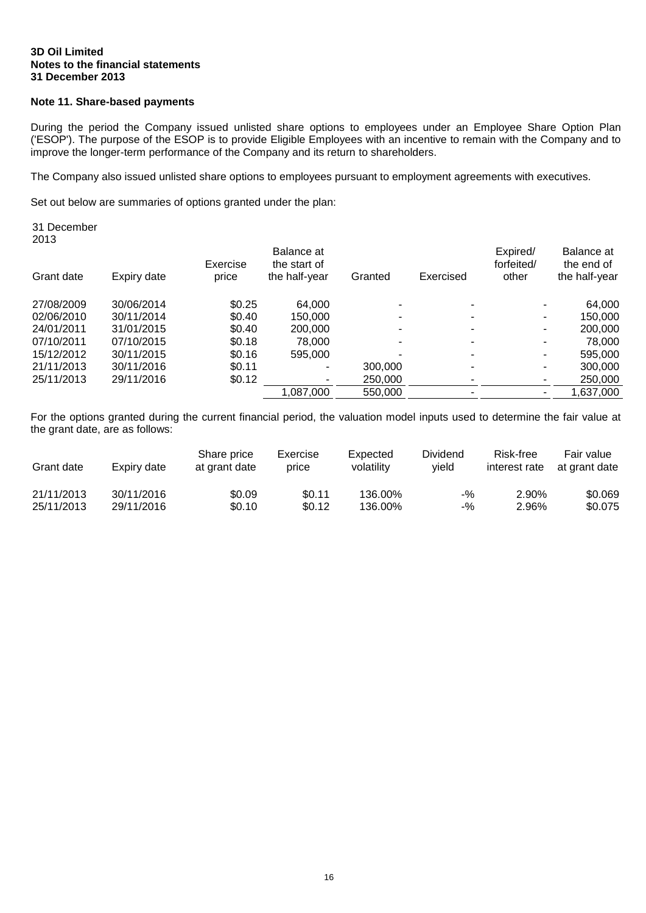**3D Oil Limited**
**Notes to the financial statements**
**31 December 2013**

**Note 11. Share-based payments**

During the period the Company issued unlisted share options to employees under an Employee Share Option Plan ('ESOP'). The purpose of the ESOP is to provide Eligible Employees with an incentive to remain with the Company and to improve the longer-term performance of the Company and its return to shareholders.

The Company also issued unlisted share options to employees pursuant to employment agreements with executives.

Set out below are summaries of options granted under the plan:

31 December 2013

| Grant date | Expiry date | Exercise price | Balance at the start of the half-year | Granted | Exercised | Expired/ forfeited/ other | Balance at the end of the half-year |
|---|---|---|---|---|---|---|---|
| 27/08/2009 | 30/06/2014 | \$0.25 | 64,000 | - | - | - | 64,000 |
| 02/06/2010 | 30/11/2014 | \$0.40 | 150,000 | - | - | - | 150,000 |
| 24/01/2011 | 31/01/2015 | \$0.40 | 200,000 | - | - | - | 200,000 |
| 07/10/2011 | 07/10/2015 | \$0.18 | 78,000 | - | - | - | 78,000 |
| 15/12/2012 | 30/11/2015 | \$0.16 | 595,000 | - | - | - | 595,000 |
| 21/11/2013 | 30/11/2016 | \$0.11 | - | 300,000 | - | - | 300,000 |
| 25/11/2013 | 29/11/2016 | \$0.12 | - | 250,000 | - | - | 250,000 |
| | | | 1,087,000 | 550,000 | - | - | 1,637,000 |

For the options granted during the current financial period, the valuation model inputs used to determine the fair value at the grant date, are as follows:

| Grant date | Expiry date | Share price at grant date | Exercise price | Expected volatility | Dividend yield | Risk-free interest rate | Fair value at grant date |
|---|---|---|---|---|---|---|---|
| 21/11/2013 | 30/11/2016 | \$0.09 | \$0.11 | 136.00% | -% | 2.90% | \$0.069 |
| 25/11/2013 | 29/11/2016 | \$0.10 | \$0.12 | 136.00% | -% | 2.96% | \$0.075 |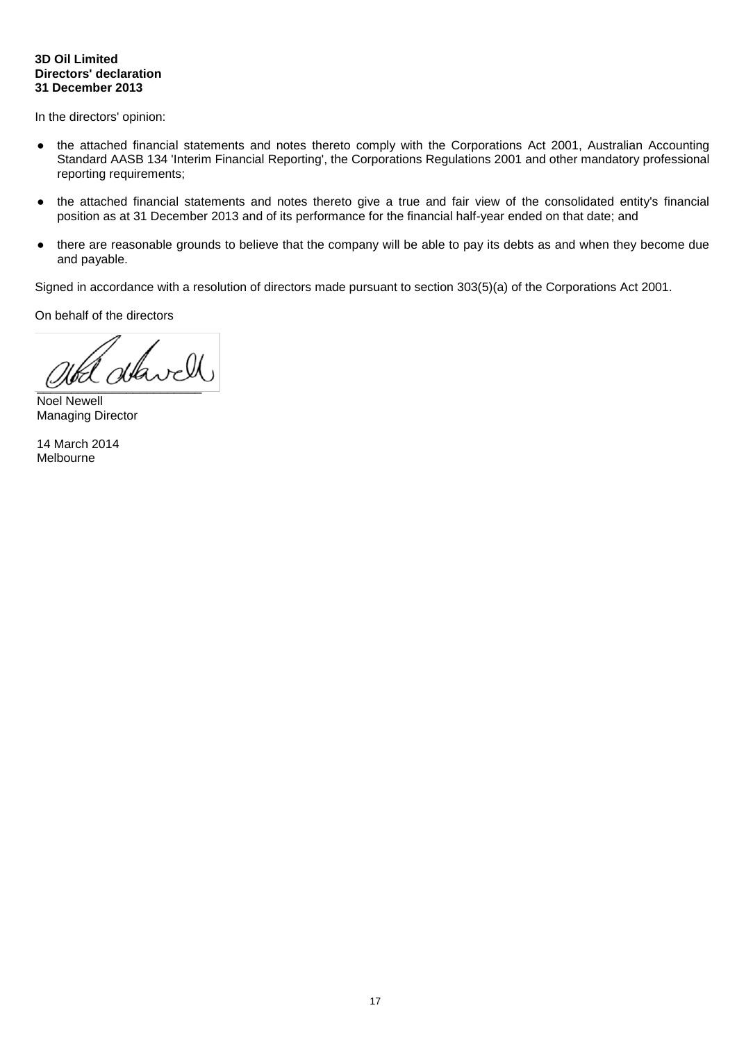**3D Oil Limited**
**Directors' declaration**
**31 December 2013**

In the directors' opinion:

- the attached financial statements and notes thereto comply with the Corporations Act 2001, Australian Accounting Standard AASB 134 'Interim Financial Reporting', the Corporations Regulations 2001 and other mandatory professional reporting requirements;
- the attached financial statements and notes thereto give a true and fair view of the consolidated entity's financial position as at 31 December 2013 and of its performance for the financial half-year ended on that date; and
- there are reasonable grounds to believe that the company will be able to pay its debts as and when they become due and payable.

Signed in accordance with a resolution of directors made pursuant to section 303(5)(a) of the Corporations Act 2001.

On behalf of the directors

___________________________
Noel Newell
Managing Director

14 March 2014
Melbourne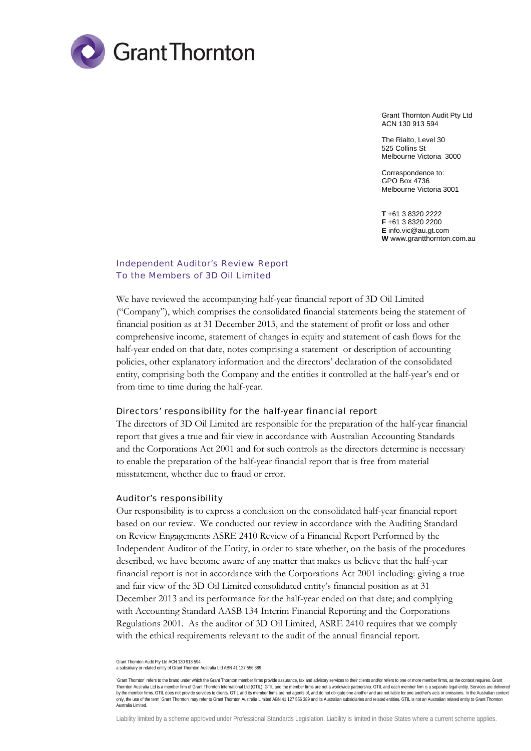Grant Thornton

Grant Thornton Audit Pty Ltd
ACN 130 913 594

The Rialto, Level 30
525 Collins St
Melbourne Victoria 3000

Correspondence to:
GPO Box 4736
Melbourne Victoria 3001

**T** +61 3 8320 2222
**F** +61 3 8320 2200
**E** info.vic@au.gt.com
**W** www.grantthornton.com.au

## Independent Auditor's Review Report
## To the Members of 3D Oil Limited

We have reviewed the accompanying half-year financial report of 3D Oil Limited ("Company"), which comprises the consolidated financial statements being the statement of financial position as at 31 December 2013, and the statement of profit or loss and other comprehensive income, statement of changes in equity and statement of cash flows for the half-year ended on that date, notes comprising a statement or description of accounting policies, other explanatory information and the directors' declaration of the consolidated entity, comprising both the Company and the entities it controlled at the half-year's end or from time to time during the half-year.

### Directors' responsibility for the half-year financial report

The directors of 3D Oil Limited are responsible for the preparation of the half-year financial report that gives a true and fair view in accordance with Australian Accounting Standards and the Corporations Act 2001 and for such controls as the directors determine is necessary to enable the preparation of the half-year financial report that is free from material misstatement, whether due to fraud or error.

### Auditor's responsibility

Our responsibility is to express a conclusion on the consolidated half-year financial report based on our review. We conducted our review in accordance with the Auditing Standard on Review Engagements ASRE 2410 Review of a Financial Report Performed by the Independent Auditor of the Entity, in order to state whether, on the basis of the procedures described, we have become aware of any matter that makes us believe that the half-year financial report is not in accordance with the Corporations Act 2001 including: giving a true and fair view of the 3D Oil Limited consolidated entity's financial position as at 31 December 2013 and its performance for the half-year ended on that date; and complying with Accounting Standard AASB 134 Interim Financial Reporting and the Corporations Regulations 2001. As the auditor of 3D Oil Limited, ASRE 2410 requires that we comply with the ethical requirements relevant to the audit of the annual financial report.

Grant Thornton Audit Pty Ltd ACN 130 913 594
a subsidiary or related entity of Grant Thornton Australia Ltd ABN 41 127 556 389

'Grant Thornton' refers to the brand under which the Grant Thornton member firms provide assurance, tax and advisory services to their clients and/or refers to one or more member firms, as the context requires. Grant Thornton Australia Ltd is a member firm of Grant Thornton International Ltd (GTIL). GTIL and the member firms are not a worldwide partnership. GTIL and each member firm is a separate legal entity. Services are delivered by the member firms. GTIL does not provide services to clients. GTIL and its member firms are not agents of, and do not obligate one another and are not liable for one another's acts or omissions. In the Australian context only, the use of the term 'Grant Thornton' may refer to Grant Thornton Australia Limited ABN 41 127 556 389 and its Australian subsidiaries and related entities. GTIL is not an Australian related entity to Grant Thornton Australia Limited.

Liability limited by a scheme approved under Professional Standards Legislation. Liability is limited in those States where a current scheme applies.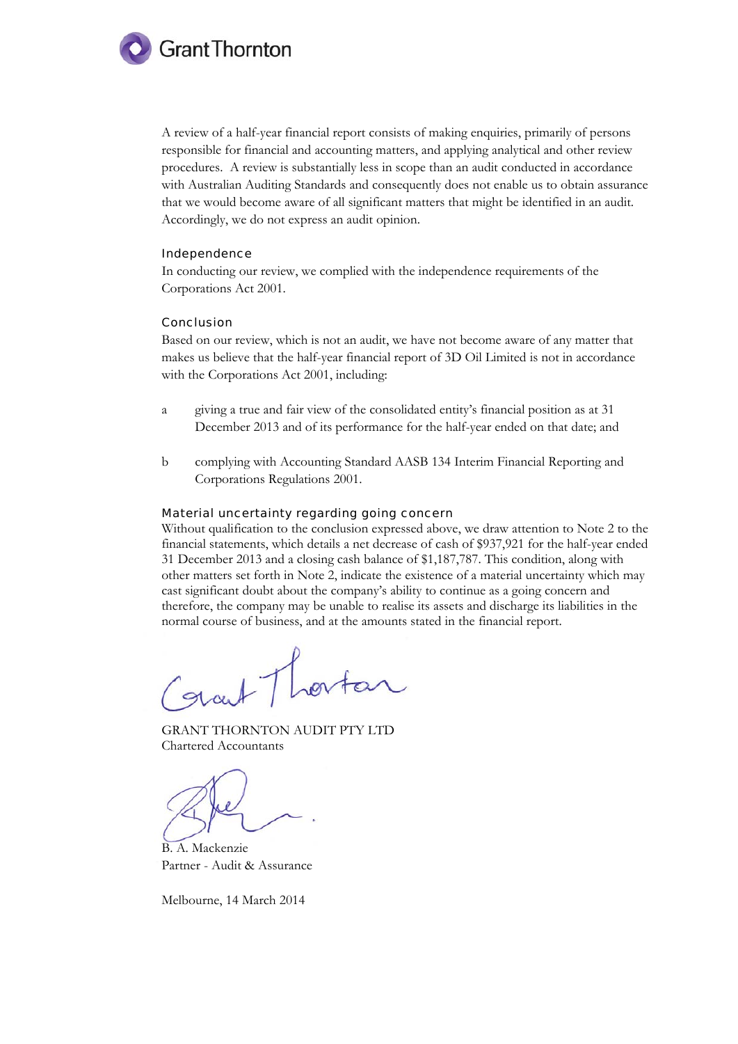A review of a half-year financial report consists of making enquiries, primarily of persons responsible for financial and accounting matters, and applying analytical and other review procedures. A review is substantially less in scope than an audit conducted in accordance with Australian Auditing Standards and consequently does not enable us to obtain assurance that we would become aware of all significant matters that might be identified in an audit. Accordingly, we do not express an audit opinion.

### Independence

In conducting our review, we complied with the independence requirements of the Corporations Act 2001.

### Conclusion

Based on our review, which is not an audit, we have not become aware of any matter that makes us believe that the half-year financial report of 3D Oil Limited is not in accordance with the Corporations Act 2001, including:

a giving a true and fair view of the consolidated entity's financial position as at 31 December 2013 and of its performance for the half-year ended on that date; and

b complying with Accounting Standard AASB 134 Interim Financial Reporting and Corporations Regulations 2001.

### Material uncertainty regarding going concern

Without qualification to the conclusion expressed above, we draw attention to Note 2 to the financial statements, which details a net decrease of cash of $937,921 for the half-year ended 31 December 2013 and a closing cash balance of $1,187,787. This condition, along with other matters set forth in Note 2, indicate the existence of a material uncertainty which may cast significant doubt about the company's ability to continue as a going concern and therefore, the company may be unable to realise its assets and discharge its liabilities in the normal course of business, and at the amounts stated in the financial report.

GRANT THORNTON AUDIT PTY LTD
Chartered Accountants

B. A. Mackenzie
Partner - Audit & Assurance

Melbourne, 14 March 2014